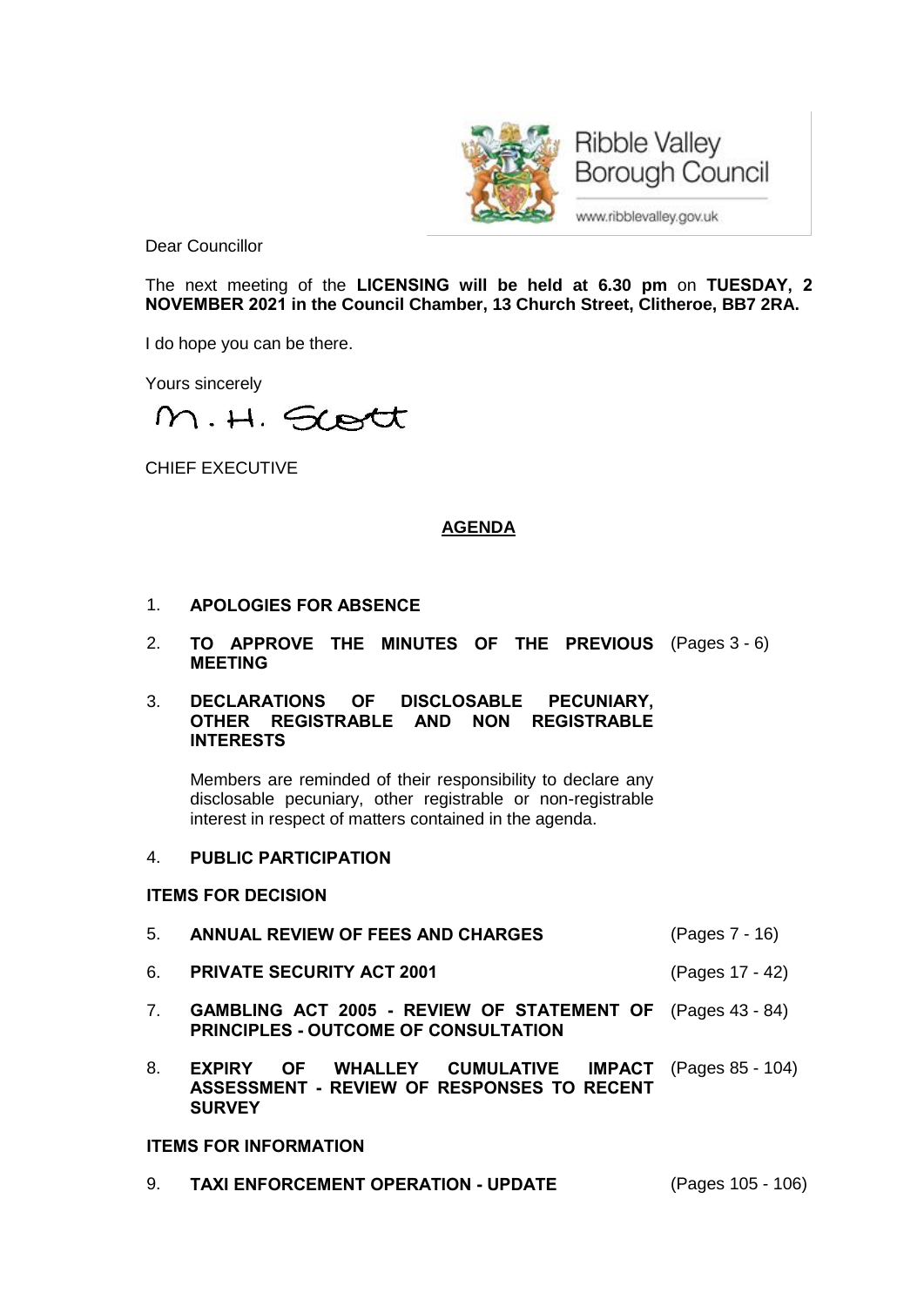Ribble Valley Borough Council

www.ribblevalley.gov.uk

Dear Councillor

The next meeting of the **LICENSING will be held at 6.30 pm** on **TUESDAY, 2 NOVEMBER 2021 in the Council Chamber, 13 Church Street, Clitheroe, BB7 2RA.**

I do hope you can be there.

Yours sincerely

M. H. Scott

CHIEF EXECUTIVE

## AGENDA

1. **APOLOGIES FOR ABSENCE**

2. **TO APPROVE THE MINUTES OF THE PREVIOUS MEETING** (Pages 3 - 6)

3. **DECLARATIONS OF DISCLOSABLE PECUNIARY, OTHER REGISTRABLE AND NON REGISTRABLE INTERESTS**

   Members are reminded of their responsibility to declare any disclosable pecuniary, other registrable or non-registrable interest in respect of matters contained in the agenda.

4. **PUBLIC PARTICIPATION**

**ITEMS FOR DECISION**

5. **ANNUAL REVIEW OF FEES AND CHARGES** (Pages 7 - 16)

6. **PRIVATE SECURITY ACT 2001** (Pages 17 - 42)

7. **GAMBLING ACT 2005 - REVIEW OF STATEMENT OF PRINCIPLES - OUTCOME OF CONSULTATION** (Pages 43 - 84)

8. **EXPIRY OF WHALLEY CUMULATIVE IMPACT ASSESSMENT - REVIEW OF RESPONSES TO RECENT SURVEY** (Pages 85 - 104)

**ITEMS FOR INFORMATION**

9. **TAXI ENFORCEMENT OPERATION - UPDATE** (Pages 105 - 106)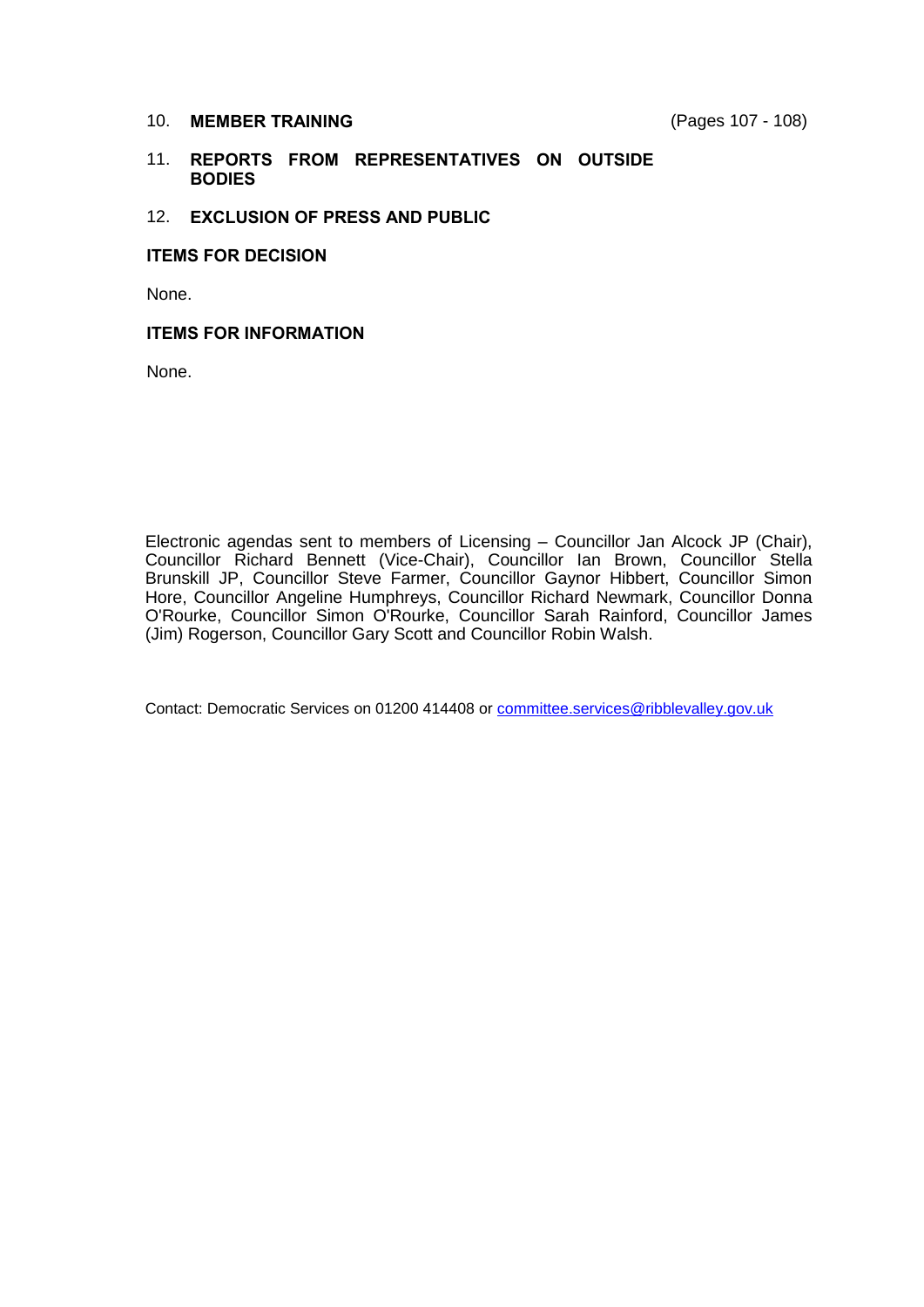10. **MEMBER TRAINING** (Pages 107 - 108)

11. **REPORTS FROM REPRESENTATIVES ON OUTSIDE BODIES**

12. **EXCLUSION OF PRESS AND PUBLIC**

**ITEMS FOR DECISION**

None.

**ITEMS FOR INFORMATION**

None.

Electronic agendas sent to members of Licensing – Councillor Jan Alcock JP (Chair), Councillor Richard Bennett (Vice-Chair), Councillor Ian Brown, Councillor Stella Brunskill JP, Councillor Steve Farmer, Councillor Gaynor Hibbert, Councillor Simon Hore, Councillor Angeline Humphreys, Councillor Richard Newmark, Councillor Donna O'Rourke, Councillor Simon O'Rourke, Councillor Sarah Rainford, Councillor James (Jim) Rogerson, Councillor Gary Scott and Councillor Robin Walsh.

Contact: Democratic Services on 01200 414408 or committee.services@ribblevalley.gov.uk